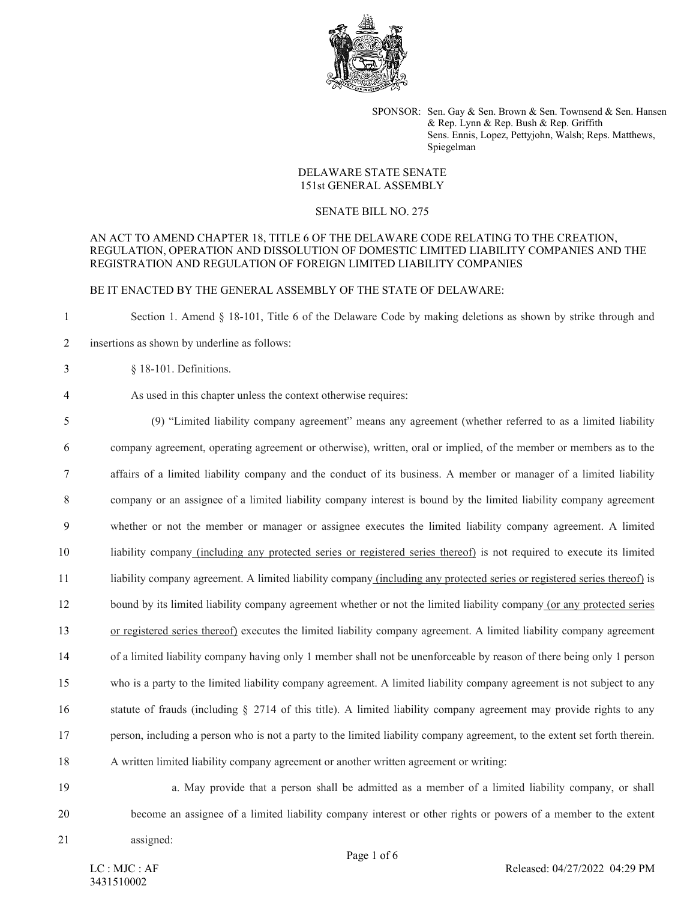SPONSOR: Sen. Gay & Sen. Brown & Sen. Townsend & Sen. Hansen & Rep. Lynn & Rep. Bush & Rep. Griffith
Sens. Ennis, Lopez, Pettyjohn, Walsh; Reps. Matthews, Spiegelman

DELAWARE STATE SENATE
151st GENERAL ASSEMBLY

SENATE BILL NO. 275

AN ACT TO AMEND CHAPTER 18, TITLE 6 OF THE DELAWARE CODE RELATING TO THE CREATION, REGULATION, OPERATION AND DISSOLUTION OF DOMESTIC LIMITED LIABILITY COMPANIES AND THE REGISTRATION AND REGULATION OF FOREIGN LIMITED LIABILITY COMPANIES

BE IT ENACTED BY THE GENERAL ASSEMBLY OF THE STATE OF DELAWARE:

1 Section 1. Amend § 18-101, Title 6 of the Delaware Code by making deletions as shown by strike through and
2 insertions as shown by underline as follows:

3 § 18-101. Definitions.

4 As used in this chapter unless the context otherwise requires:

5 (9) "Limited liability company agreement" means any agreement (whether referred to as a limited liability
6 company agreement, operating agreement or otherwise), written, oral or implied, of the member or members as to the
7 affairs of a limited liability company and the conduct of its business. A member or manager of a limited liability
8 company or an assignee of a limited liability company interest is bound by the limited liability company agreement
9 whether or not the member or manager or assignee executes the limited liability company agreement. A limited
10 liability company <u>(including any protected series or registered series thereof)</u> is not required to execute its limited
11 liability company agreement. A limited liability company <u>(including any protected series or registered series thereof)</u> is
12 bound by its limited liability company agreement whether or not the limited liability company <u>(or any protected series
13 or registered series thereof)</u> executes the limited liability company agreement. A limited liability company agreement
14 of a limited liability company having only 1 member shall not be unenforceable by reason of there being only 1 person
15 who is a party to the limited liability company agreement. A limited liability company agreement is not subject to any
16 statute of frauds (including § 2714 of this title). A limited liability company agreement may provide rights to any
17 person, including a person who is not a party to the limited liability company agreement, to the extent set forth therein.
18 A written limited liability company agreement or another written agreement or writing:

19 a. May provide that a person shall be admitted as a member of a limited liability company, or shall
20 become an assignee of a limited liability company interest or other rights or powers of a member to the extent
21 assigned:

LC : MJC : AF
3431510002

Released: 04/27/2022 04:29 PM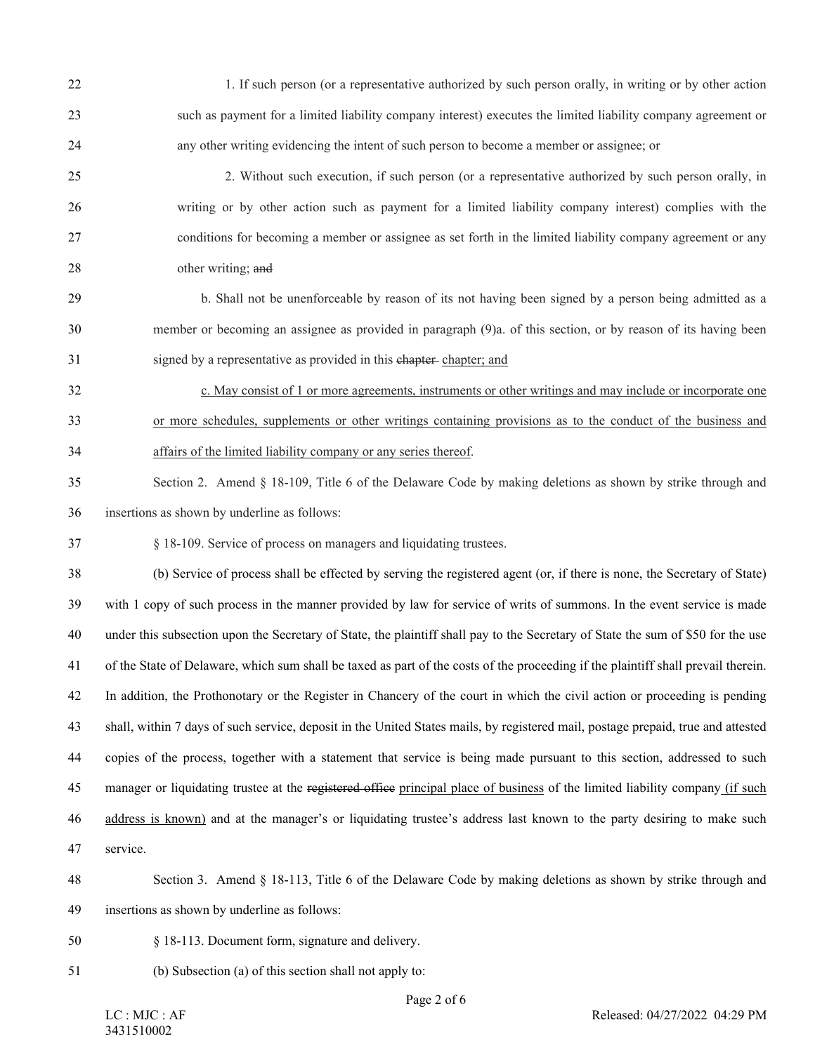1. If such person (or a representative authorized by such person orally, in writing or by other action such as payment for a limited liability company interest) executes the limited liability company agreement or any other writing evidencing the intent of such person to become a member or assignee; or

2. Without such execution, if such person (or a representative authorized by such person orally, in writing or by other action such as payment for a limited liability company interest) complies with the conditions for becoming a member or assignee as set forth in the limited liability company agreement or any other writing; ~~and~~

b. Shall not be unenforceable by reason of its not having been signed by a person being admitted as a member or becoming an assignee as provided in paragraph (9)a. of this section, or by reason of its having been signed by a representative as provided in this ~~chapter~~ <u>chapter; and</u>

<u>c. May consist of 1 or more agreements, instruments or other writings and may include or incorporate one or more schedules, supplements or other writings containing provisions as to the conduct of the business and affairs of the limited liability company or any series thereof</u>.

Section 2. Amend § 18-109, Title 6 of the Delaware Code by making deletions as shown by strike through and insertions as shown by underline as follows:

§ 18-109. Service of process on managers and liquidating trustees.

(b) Service of process shall be effected by serving the registered agent (or, if there is none, the Secretary of State) with 1 copy of such process in the manner provided by law for service of writs of summons. In the event service is made under this subsection upon the Secretary of State, the plaintiff shall pay to the Secretary of State the sum of $50 for the use of the State of Delaware, which sum shall be taxed as part of the costs of the proceeding if the plaintiff shall prevail therein. In addition, the Prothonotary or the Register in Chancery of the court in which the civil action or proceeding is pending shall, within 7 days of such service, deposit in the United States mails, by registered mail, postage prepaid, true and attested copies of the process, together with a statement that service is being made pursuant to this section, addressed to such manager or liquidating trustee at the ~~registered office~~ <u>principal place of business</u> of the limited liability company <u>(if such address is known)</u> and at the manager's or liquidating trustee's address last known to the party desiring to make such service.

Section 3. Amend § 18-113, Title 6 of the Delaware Code by making deletions as shown by strike through and insertions as shown by underline as follows:

§ 18-113. Document form, signature and delivery.

(b) Subsection (a) of this section shall not apply to: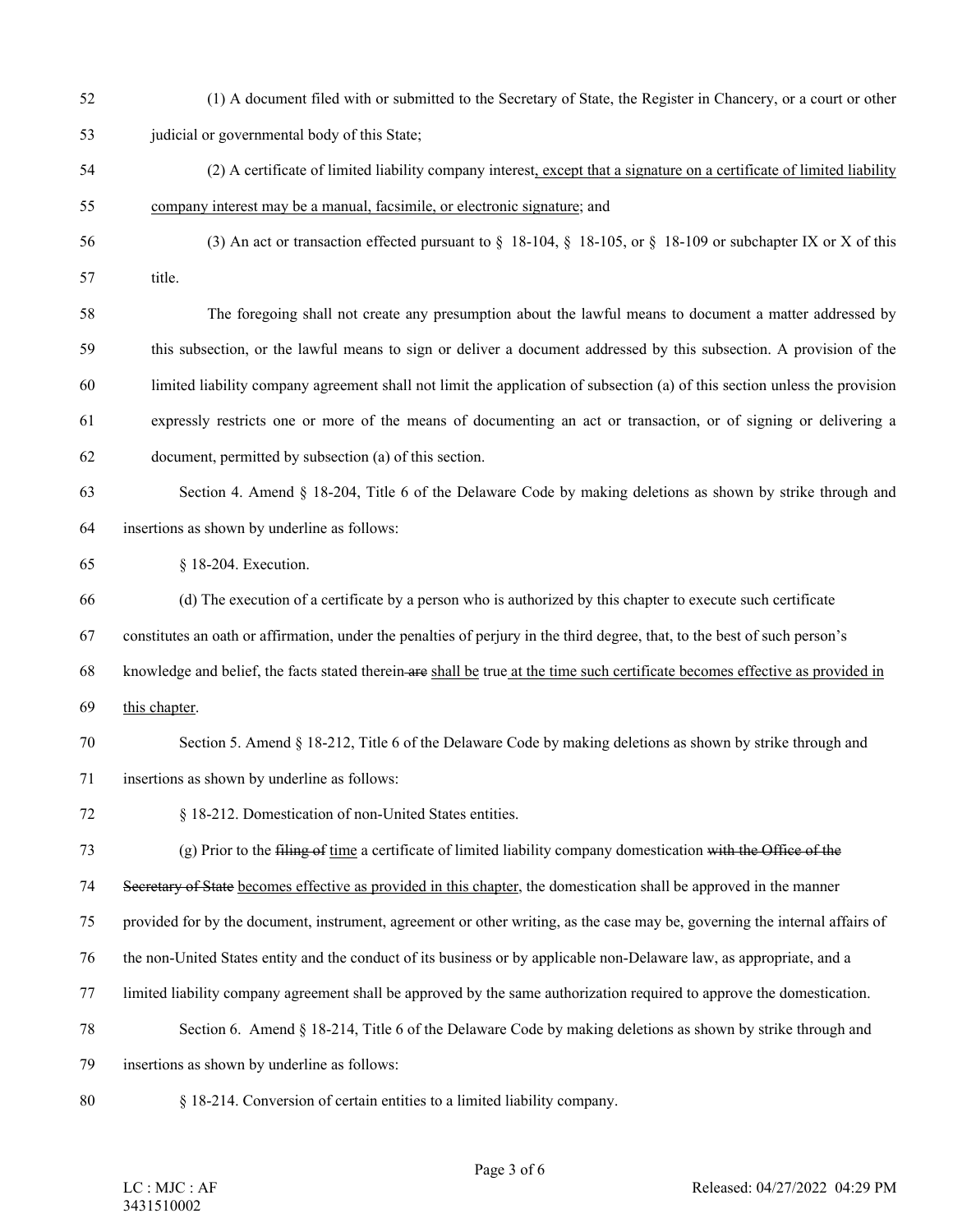(1) A document filed with or submitted to the Secretary of State, the Register in Chancery, or a court or other judicial or governmental body of this State;

(2) A certificate of limited liability company interest<u>, except that a signature on a certificate of limited liability company interest may be a manual, facsimile, or electronic signature</u>; and

(3) An act or transaction effected pursuant to § 18-104, § 18-105, or § 18-109 or subchapter IX or X of this title.

The foregoing shall not create any presumption about the lawful means to document a matter addressed by this subsection, or the lawful means to sign or deliver a document addressed by this subsection. A provision of the limited liability company agreement shall not limit the application of subsection (a) of this section unless the provision expressly restricts one or more of the means of documenting an act or transaction, or of signing or delivering a document, permitted by subsection (a) of this section.

Section 4. Amend § 18-204, Title 6 of the Delaware Code by making deletions as shown by strike through and insertions as shown by underline as follows:

§ 18-204. Execution.

(d) The execution of a certificate by a person who is authorized by this chapter to execute such certificate constitutes an oath or affirmation, under the penalties of perjury in the third degree, that, to the best of such person's knowledge and belief, the facts stated therein ~~are~~ <u>shall be</u> true <u>at the time such certificate becomes effective as provided in this chapter</u>.

Section 5. Amend § 18-212, Title 6 of the Delaware Code by making deletions as shown by strike through and insertions as shown by underline as follows:

§ 18-212. Domestication of non-United States entities.

(g) Prior to the ~~filing of~~ <u>time</u> a certificate of limited liability company domestication ~~with the Office of the Secretary of State~~ <u>becomes effective as provided in this chapter</u>, the domestication shall be approved in the manner provided for by the document, instrument, agreement or other writing, as the case may be, governing the internal affairs of the non-United States entity and the conduct of its business or by applicable non-Delaware law, as appropriate, and a limited liability company agreement shall be approved by the same authorization required to approve the domestication.

Section 6. Amend § 18-214, Title 6 of the Delaware Code by making deletions as shown by strike through and insertions as shown by underline as follows:

§ 18-214. Conversion of certain entities to a limited liability company.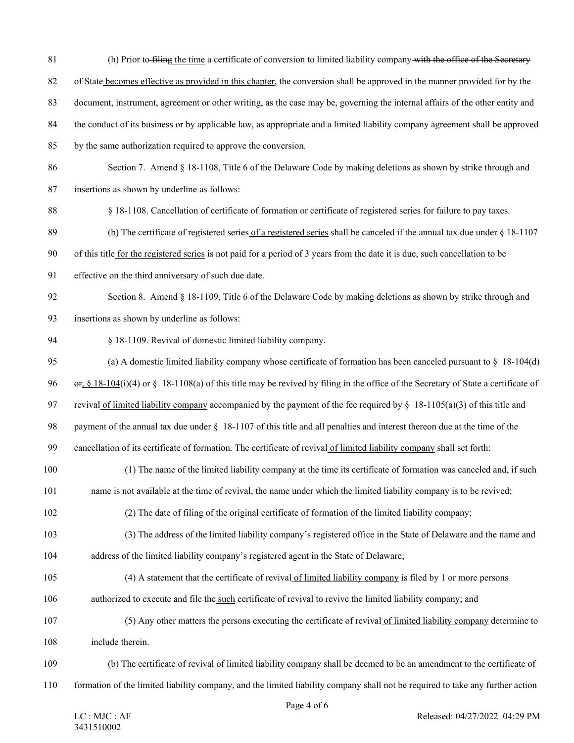(h) Prior to ~~filing~~ the time a certificate of conversion to limited liability company ~~with the office of the Secretary of State~~ becomes effective as provided in this chapter, the conversion shall be approved in the manner provided for by the document, instrument, agreement or other writing, as the case may be, governing the internal affairs of the other entity and the conduct of its business or by applicable law, as appropriate and a limited liability company agreement shall be approved by the same authorization required to approve the conversion.

Section 7. Amend § 18-1108, Title 6 of the Delaware Code by making deletions as shown by strike through and insertions as shown by underline as follows:

§ 18-1108. Cancellation of certificate of formation or certificate of registered series for failure to pay taxes.

(b) The certificate of registered series <u>of a registered series</u> shall be canceled if the annual tax due under § 18-1107 of this title <u>for the registered series</u> is not paid for a period of 3 years from the date it is due, such cancellation to be effective on the third anniversary of such due date.

Section 8. Amend § 18-1109, Title 6 of the Delaware Code by making deletions as shown by strike through and insertions as shown by underline as follows:

§ 18-1109. Revival of domestic limited liability company.

(a) A domestic limited liability company whose certificate of formation has been canceled pursuant to § 18-104(d) ~~or~~<u>, § 18-104</u>(i)(4) or § 18-1108(a) of this title may be revived by filing in the office of the Secretary of State a certificate of revival <u>of limited liability company</u> accompanied by the payment of the fee required by § 18-1105(a)(3) of this title and payment of the annual tax due under § 18-1107 of this title and all penalties and interest thereon due at the time of the cancellation of its certificate of formation. The certificate of revival <u>of limited liability company</u> shall set forth:

(1) The name of the limited liability company at the time its certificate of formation was canceled and, if such name is not available at the time of revival, the name under which the limited liability company is to be revived;

(2) The date of filing of the original certificate of formation of the limited liability company;

(3) The address of the limited liability company's registered office in the State of Delaware and the name and address of the limited liability company's registered agent in the State of Delaware;

(4) A statement that the certificate of revival <u>of limited liability company</u> is filed by 1 or more persons authorized to execute and file ~~the~~ <u>such</u> certificate of revival to revive the limited liability company; and

(5) Any other matters the persons executing the certificate of revival <u>of limited liability company</u> determine to include therein.

(b) The certificate of revival <u>of limited liability company</u> shall be deemed to be an amendment to the certificate of formation of the limited liability company, and the limited liability company shall not be required to take any further action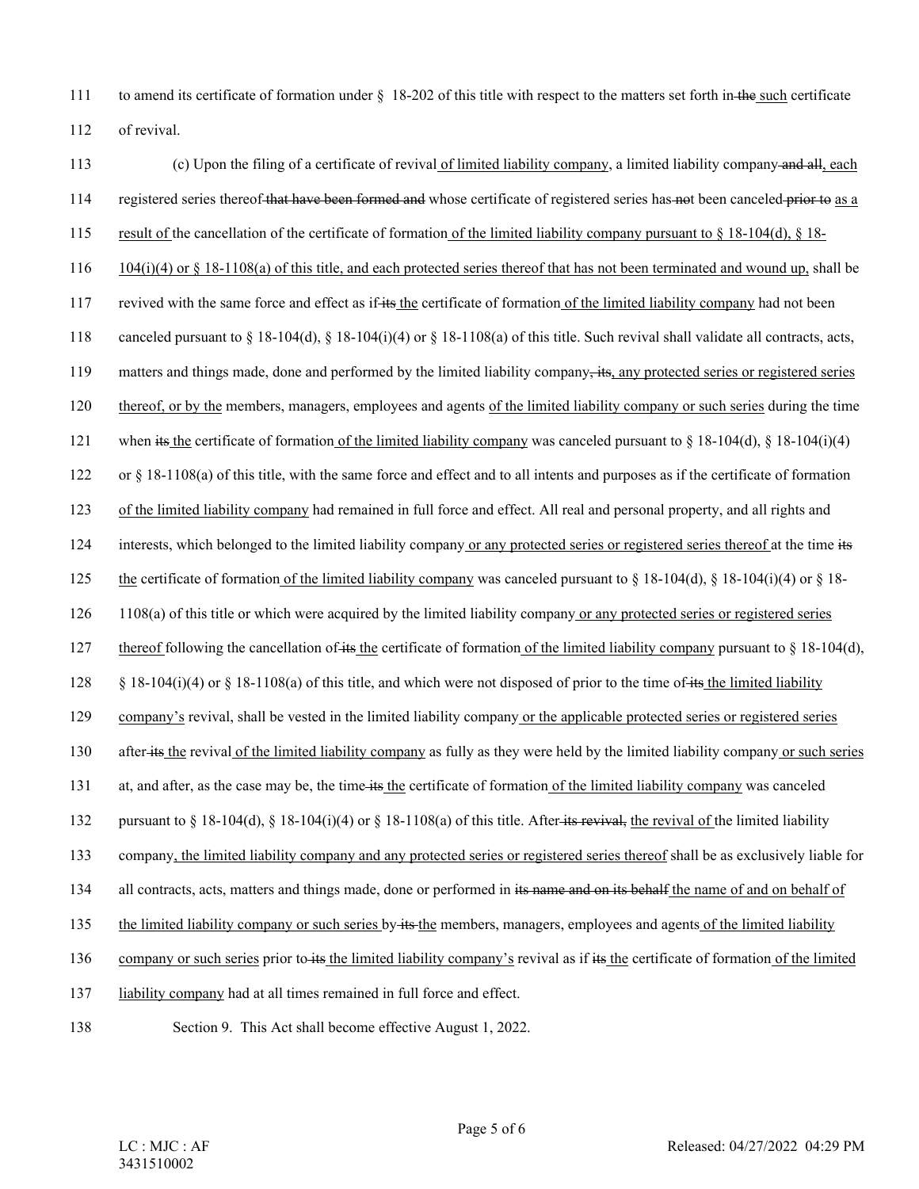111 to amend its certificate of formation under § 18-202 of this title with respect to the matters set forth in ~~the~~ such certificate

112 of revival.

113 (c) Upon the filing of a certificate of revival of limited liability company, a limited liability company ~~and all~~, each

114 registered series thereof ~~that have been formed and~~ whose certificate of registered series has ~~not~~ been canceled ~~prior to~~ as a

115 result of the cancellation of the certificate of formation of the limited liability company pursuant to § 18-104(d), § 18-

116 104(i)(4) or § 18-1108(a) of this title, and each protected series thereof that has not been terminated and wound up, shall be

117 revived with the same force and effect as if ~~its~~ the certificate of formation of the limited liability company had not been

118 canceled pursuant to § 18-104(d), § 18-104(i)(4) or § 18-1108(a) of this title. Such revival shall validate all contracts, acts,

119 matters and things made, done and performed by the limited liability company~~, its~~, any protected series or registered series

120 thereof, or by the members, managers, employees and agents of the limited liability company or such series during the time

121 when ~~its~~ the certificate of formation of the limited liability company was canceled pursuant to § 18-104(d), § 18-104(i)(4)

122 or § 18-1108(a) of this title, with the same force and effect and to all intents and purposes as if the certificate of formation

123 of the limited liability company had remained in full force and effect. All real and personal property, and all rights and

124 interests, which belonged to the limited liability company or any protected series or registered series thereof at the time ~~its~~

125 the certificate of formation of the limited liability company was canceled pursuant to § 18-104(d), § 18-104(i)(4) or § 18-

126 1108(a) of this title or which were acquired by the limited liability company or any protected series or registered series

127 thereof following the cancellation of ~~its~~ the certificate of formation of the limited liability company pursuant to § 18-104(d),

128 § 18-104(i)(4) or § 18-1108(a) of this title, and which were not disposed of prior to the time of ~~its~~ the limited liability

129 company's revival, shall be vested in the limited liability company or the applicable protected series or registered series

130 after ~~its~~ the revival of the limited liability company as fully as they were held by the limited liability company or such series

131 at, and after, as the case may be, the time ~~its~~ the certificate of formation of the limited liability company was canceled

132 pursuant to § 18-104(d), § 18-104(i)(4) or § 18-1108(a) of this title. After ~~its revival,~~ the revival of the limited liability

133 company, the limited liability company and any protected series or registered series thereof shall be as exclusively liable for

134 all contracts, acts, matters and things made, done or performed in ~~its name and on its behalf~~ the name of and on behalf of

135 the limited liability company or such series by ~~its~~ the members, managers, employees and agents of the limited liability

136 company or such series prior to ~~its~~ the limited liability company's revival as if ~~its~~ the certificate of formation of the limited

137 liability company had at all times remained in full force and effect.

138 Section 9. This Act shall become effective August 1, 2022.

LC : MJC : AF
3431510002

Released: 04/27/2022 04:29 PM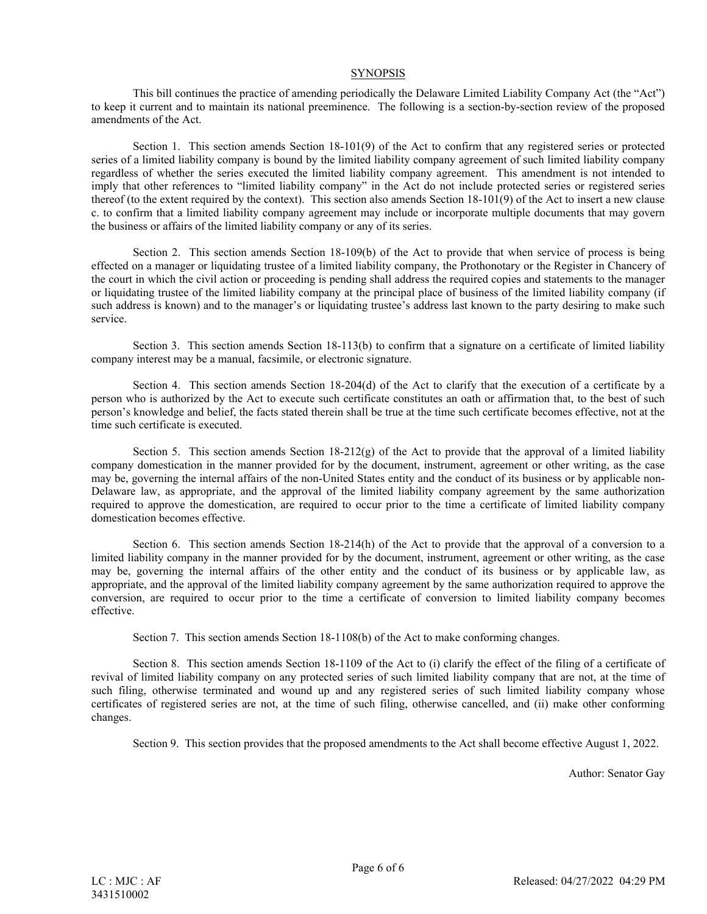## SYNOPSIS

This bill continues the practice of amending periodically the Delaware Limited Liability Company Act (the "Act") to keep it current and to maintain its national preeminence. The following is a section-by-section review of the proposed amendments of the Act.

Section 1. This section amends Section 18-101(9) of the Act to confirm that any registered series or protected series of a limited liability company is bound by the limited liability company agreement of such limited liability company regardless of whether the series executed the limited liability company agreement. This amendment is not intended to imply that other references to "limited liability company" in the Act do not include protected series or registered series thereof (to the extent required by the context). This section also amends Section 18-101(9) of the Act to insert a new clause c. to confirm that a limited liability company agreement may include or incorporate multiple documents that may govern the business or affairs of the limited liability company or any of its series.

Section 2. This section amends Section 18-109(b) of the Act to provide that when service of process is being effected on a manager or liquidating trustee of a limited liability company, the Prothonotary or the Register in Chancery of the court in which the civil action or proceeding is pending shall address the required copies and statements to the manager or liquidating trustee of the limited liability company at the principal place of business of the limited liability company (if such address is known) and to the manager's or liquidating trustee's address last known to the party desiring to make such service.

Section 3. This section amends Section 18-113(b) to confirm that a signature on a certificate of limited liability company interest may be a manual, facsimile, or electronic signature.

Section 4. This section amends Section 18-204(d) of the Act to clarify that the execution of a certificate by a person who is authorized by the Act to execute such certificate constitutes an oath or affirmation that, to the best of such person's knowledge and belief, the facts stated therein shall be true at the time such certificate becomes effective, not at the time such certificate is executed.

Section 5. This section amends Section 18-212(g) of the Act to provide that the approval of a limited liability company domestication in the manner provided for by the document, instrument, agreement or other writing, as the case may be, governing the internal affairs of the non-United States entity and the conduct of its business or by applicable non-Delaware law, as appropriate, and the approval of the limited liability company agreement by the same authorization required to approve the domestication, are required to occur prior to the time a certificate of limited liability company domestication becomes effective.

Section 6. This section amends Section 18-214(h) of the Act to provide that the approval of a conversion to a limited liability company in the manner provided for by the document, instrument, agreement or other writing, as the case may be, governing the internal affairs of the other entity and the conduct of its business or by applicable law, as appropriate, and the approval of the limited liability company agreement by the same authorization required to approve the conversion, are required to occur prior to the time a certificate of conversion to limited liability company becomes effective.

Section 7. This section amends Section 18-1108(b) of the Act to make conforming changes.

Section 8. This section amends Section 18-1109 of the Act to (i) clarify the effect of the filing of a certificate of revival of limited liability company on any protected series of such limited liability company that are not, at the time of such filing, otherwise terminated and wound up and any registered series of such limited liability company whose certificates of registered series are not, at the time of such filing, otherwise cancelled, and (ii) make other conforming changes.

Section 9. This section provides that the proposed amendments to the Act shall become effective August 1, 2022.

Author: Senator Gay

LC : MJC : AF
3431510002

Released: 04/27/2022 04:29 PM